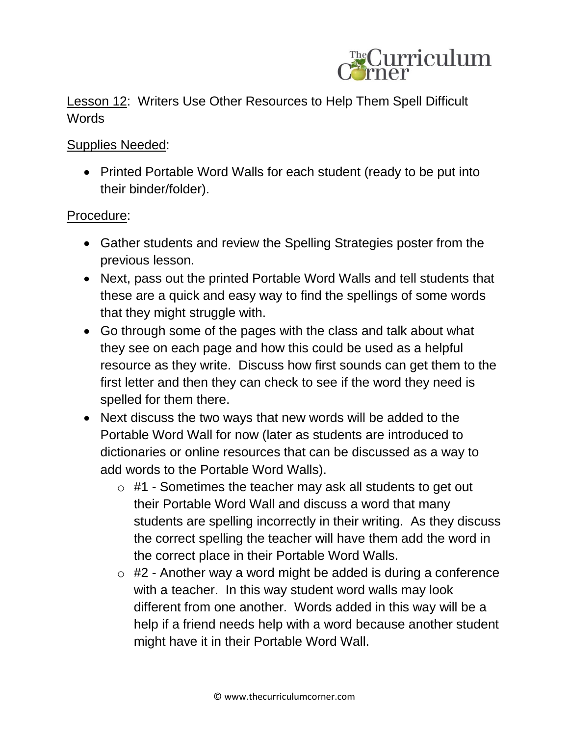Lesson 12: Writers Use Other Resources to Help Them Spell Difficult Words

Supplies Needed:

- Printed Portable Word Walls for each student (ready to be put into their binder/folder).

Procedure:

- Gather students and review the Spelling Strategies poster from the previous lesson.
- Next, pass out the printed Portable Word Walls and tell students that these are a quick and easy way to find the spellings of some words that they might struggle with.
- Go through some of the pages with the class and talk about what they see on each page and how this could be used as a helpful resource as they write. Discuss how first sounds can get them to the first letter and then they can check to see if the word they need is spelled for them there.
- Next discuss the two ways that new words will be added to the Portable Word Wall for now (later as students are introduced to dictionaries or online resources that can be discussed as a way to add words to the Portable Word Walls).
  - #1 - Sometimes the teacher may ask all students to get out their Portable Word Wall and discuss a word that many students are spelling incorrectly in their writing. As they discuss the correct spelling the teacher will have them add the word in the correct place in their Portable Word Walls.
  - #2 - Another way a word might be added is during a conference with a teacher. In this way student word walls may look different from one another. Words added in this way will be a help if a friend needs help with a word because another student might have it in their Portable Word Wall.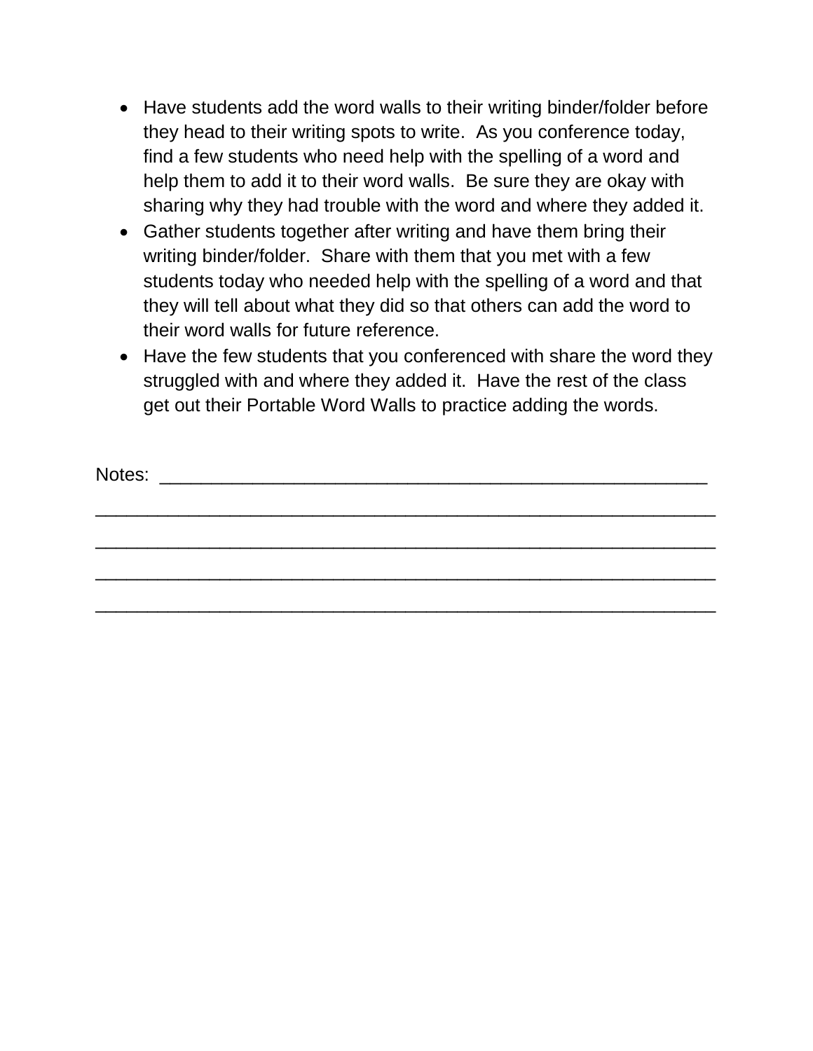- Have students add the word walls to their writing binder/folder before they head to their writing spots to write.  As you conference today, find a few students who need help with the spelling of a word and help them to add it to their word walls.  Be sure they are okay with sharing why they had trouble with the word and where they added it.
- Gather students together after writing and have them bring their writing binder/folder.  Share with them that you met with a few students today who needed help with the spelling of a word and that they will tell about what they did so that others can add the word to their word walls for future reference.
- Have the few students that you conferenced with share the word they struggled with and where they added it.  Have the rest of the class get out their Portable Word Walls to practice adding the words.

Notes: ________________________________________________________

_______________________________________________________________

_______________________________________________________________

_______________________________________________________________

_______________________________________________________________